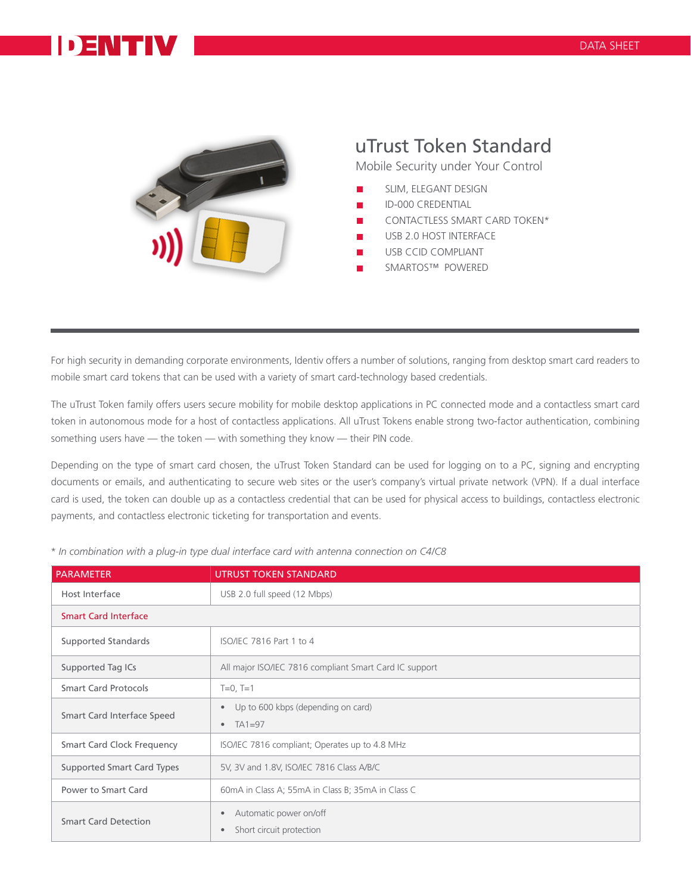# uTrust Token Standard

## Mobile Security under Your Control

- SLIM, ELEGANT DESIGN
- ID-000 CREDENTIAL
- CONTACTLESS SMART CARD TOKEN*
- USB 2.0 HOST INTERFACE
- USB CCID COMPLIANT
- SMARTOS™ POWERED

For high security in demanding corporate environments, Identiv offers a number of solutions, ranging from desktop smart card readers to mobile smart card tokens that can be used with a variety of smart card-technology based credentials.

The uTrust Token family offers users secure mobility for mobile desktop applications in PC connected mode and a contactless smart card token in autonomous mode for a host of contactless applications. All uTrust Tokens enable strong two-factor authentication, combining something users have — the token — with something they know — their PIN code.

Depending on the type of smart card chosen, the uTrust Token Standard can be used for logging on to a PC, signing and encrypting documents or emails, and authenticating to secure web sites or the user's company's virtual private network (VPN). If a dual interface card is used, the token can double up as a contactless credential that can be used for physical access to buildings, contactless electronic payments, and contactless electronic ticketing for transportation and events.

*\* In combination with a plug-in type dual interface card with antenna connection on C4/C8*

| PARAMETER | UTRUST TOKEN STANDARD |
|---|---|
| Host Interface | USB 2.0 full speed (12 Mbps) |
| **Smart Card Interface** | |
| Supported Standards | ISO/IEC 7816 Part 1 to 4 |
| Supported Tag ICs | All major ISO/IEC 7816 compliant Smart Card IC support |
| Smart Card Protocols | T=0, T=1 |
| Smart Card Interface Speed | • Up to 600 kbps (depending on card)<br>• TA1=97 |
| Smart Card Clock Frequency | ISO/IEC 7816 compliant; Operates up to 4.8 MHz |
| Supported Smart Card Types | 5V, 3V and 1.8V, ISO/IEC 7816 Class A/B/C |
| Power to Smart Card | 60mA in Class A; 55mA in Class B; 35mA in Class C |
| Smart Card Detection | • Automatic power on/off<br>• Short circuit protection |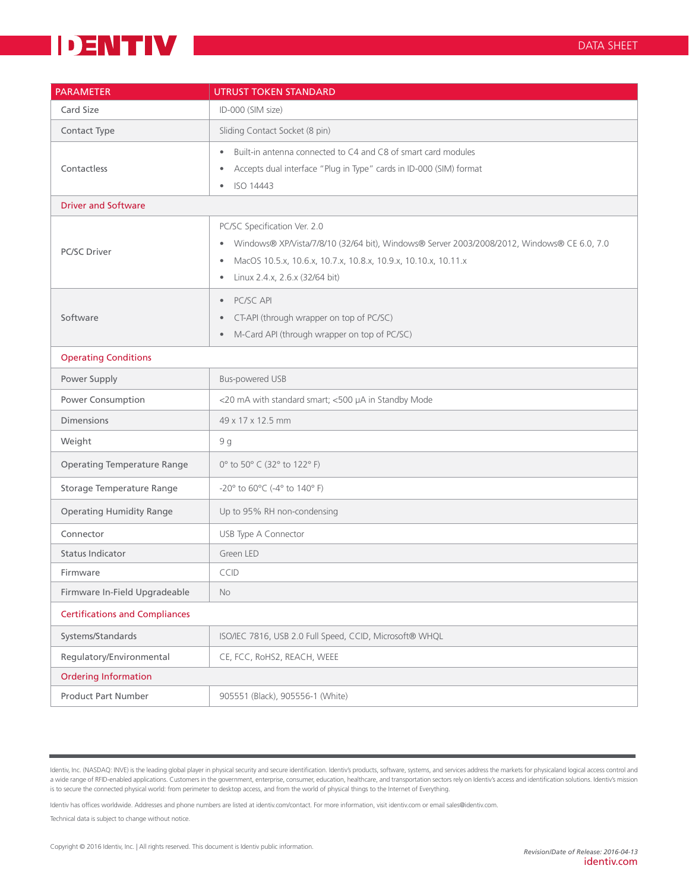| PARAMETER | UTRUST TOKEN STANDARD |
|---|---|
| Card Size | ID-000 (SIM size) |
| Contact Type | Sliding Contact Socket (8 pin) |
| Contactless | • Built-in antenna connected to C4 and C8 of smart card modules<br>• Accepts dual interface "Plug in Type" cards in ID-000 (SIM) format<br>• ISO 14443 |
| **Driver and Software** | |
| PC/SC Driver | PC/SC Specification Ver. 2.0<br>• Windows® XP/Vista/7/8/10 (32/64 bit), Windows® Server 2003/2008/2012, Windows® CE 6.0, 7.0<br>• MacOS 10.5.x, 10.6.x, 10.7.x, 10.8.x, 10.9.x, 10.10.x, 10.11.x<br>• Linux 2.4.x, 2.6.x (32/64 bit) |
| Software | • PC/SC API<br>• CT-API (through wrapper on top of PC/SC)<br>• M-Card API (through wrapper on top of PC/SC) |
| **Operating Conditions** | |
| Power Supply | Bus-powered USB |
| Power Consumption | <20 mA with standard smart; <500 µA in Standby Mode |
| Dimensions | 49 x 17 x 12.5 mm |
| Weight | 9 g |
| Operating Temperature Range | 0° to 50° C (32° to 122° F) |
| Storage Temperature Range | -20° to 60°C (-4° to 140° F) |
| Operating Humidity Range | Up to 95% RH non-condensing |
| Connector | USB Type A Connector |
| Status Indicator | Green LED |
| Firmware | CCID |
| Firmware In-Field Upgradeable | No |
| **Certifications and Compliances** | |
| Systems/Standards | ISO/IEC 7816, USB 2.0 Full Speed, CCID, Microsoft® WHQL |
| Regulatory/Environmental | CE, FCC, RoHS2, REACH, WEEE |
| **Ordering Information** | |
| Product Part Number | 905551 (Black), 905556-1 (White) |

Identiv, Inc. (NASDAQ: INVE) is the leading global player in physical security and secure identification. Identiv's products, software, systems, and services address the markets for physicaland logical access control and a wide range of RFID-enabled applications. Customers in the government, enterprise, consumer, education, healthcare, and transportation sectors rely on Identiv's access and identification solutions. Identiv's mission is to secure the connected physical world: from perimeter to desktop access, and from the world of physical things to the Internet of Everything.

Identiv has offices worldwide. Addresses and phone numbers are listed at identiv.com/contact. For more information, visit identiv.com or email sales@identiv.com.

Technical data is subject to change without notice.

Copyright © 2016 Identiv, Inc. | All rights reserved. This document is Identiv public information.

*Revision/Date of Release: 2016-04-13*

identiv.com